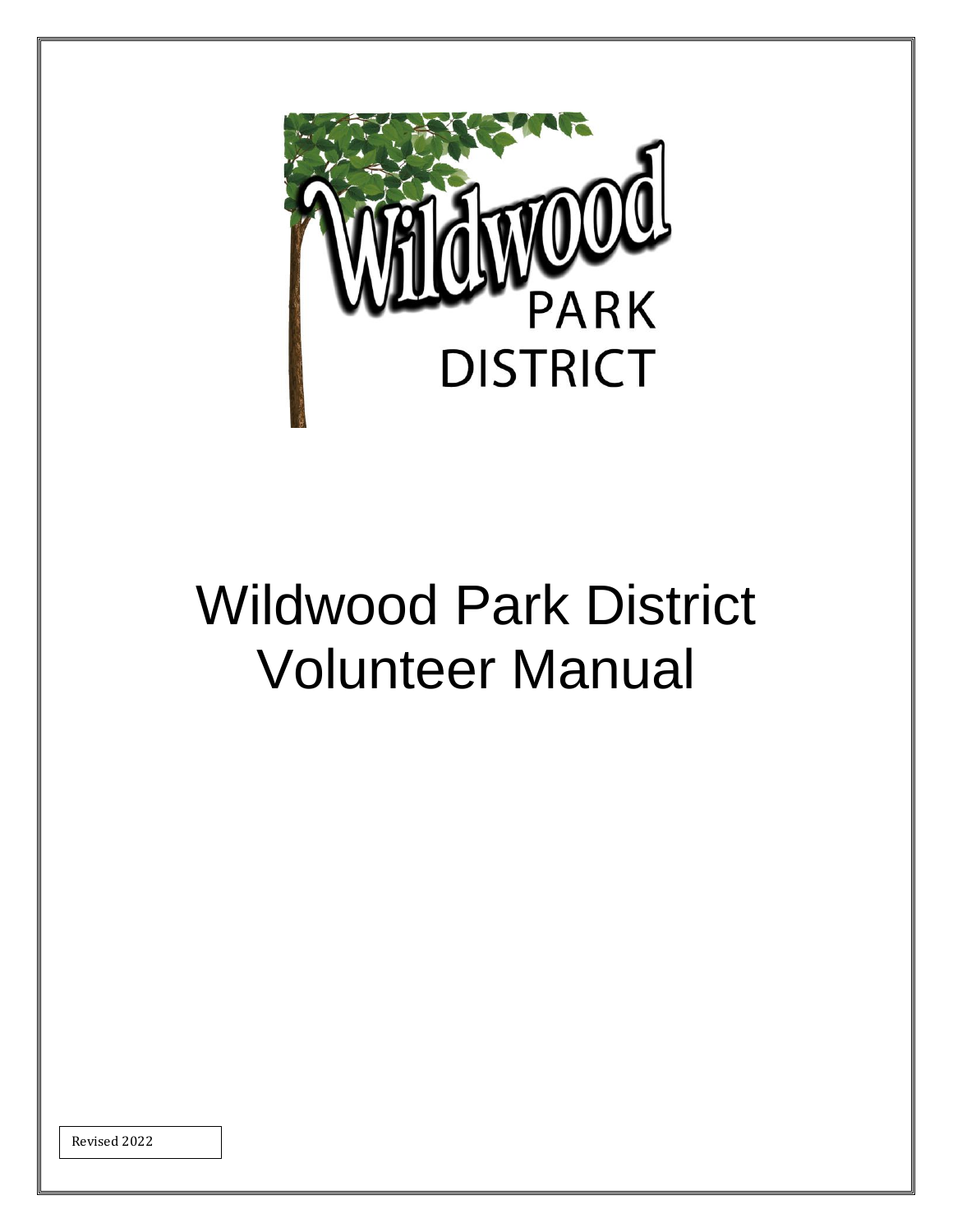# Wildwood Park District Volunteer Manual

Revised 2022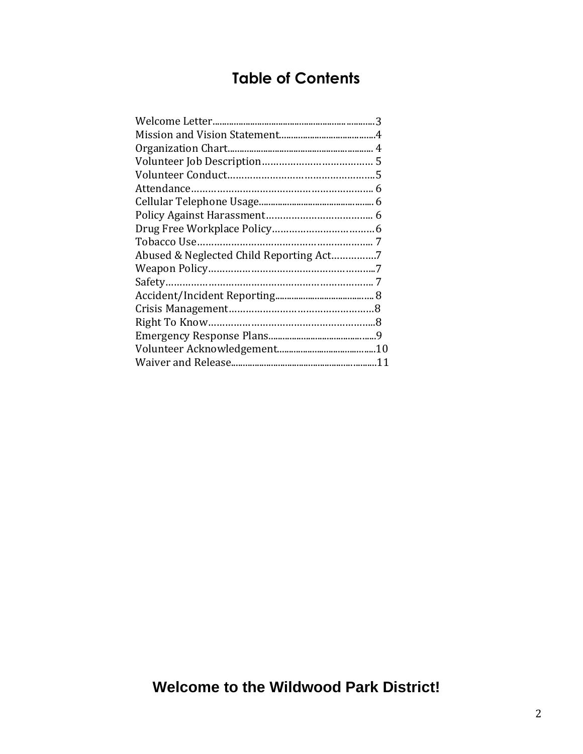# Table of Contents

Welcome Letter.......................................................................3
Mission and Vision Statement.........................................4
Organization Chart............................................................. 4
Volunteer Job Description………………………………… 5
Volunteer Conduct……………………………………………..5
Attendance……………………………………………………….. 6
Cellular Telephone Usage................................................ 6
Policy Against Harassment……………………………….. 6
Drug Free Workplace Policy……………………………….6
Tobacco Use…………………………………………………….. 7
Abused & Neglected Child Reporting Act…………….7
Weapon Policy…………………………………………………..7
Safety……………………………………………………………….. 7
Accident/Incident Reporting.......................................... 8
Crisis Management……………………………………………8
Right To Know…………………………………………………..8
Emergency Response Plans..............................................9
Volunteer Acknowledgement..........................................10
Waiver and Release................................................................11

## Welcome to the Wildwood Park District!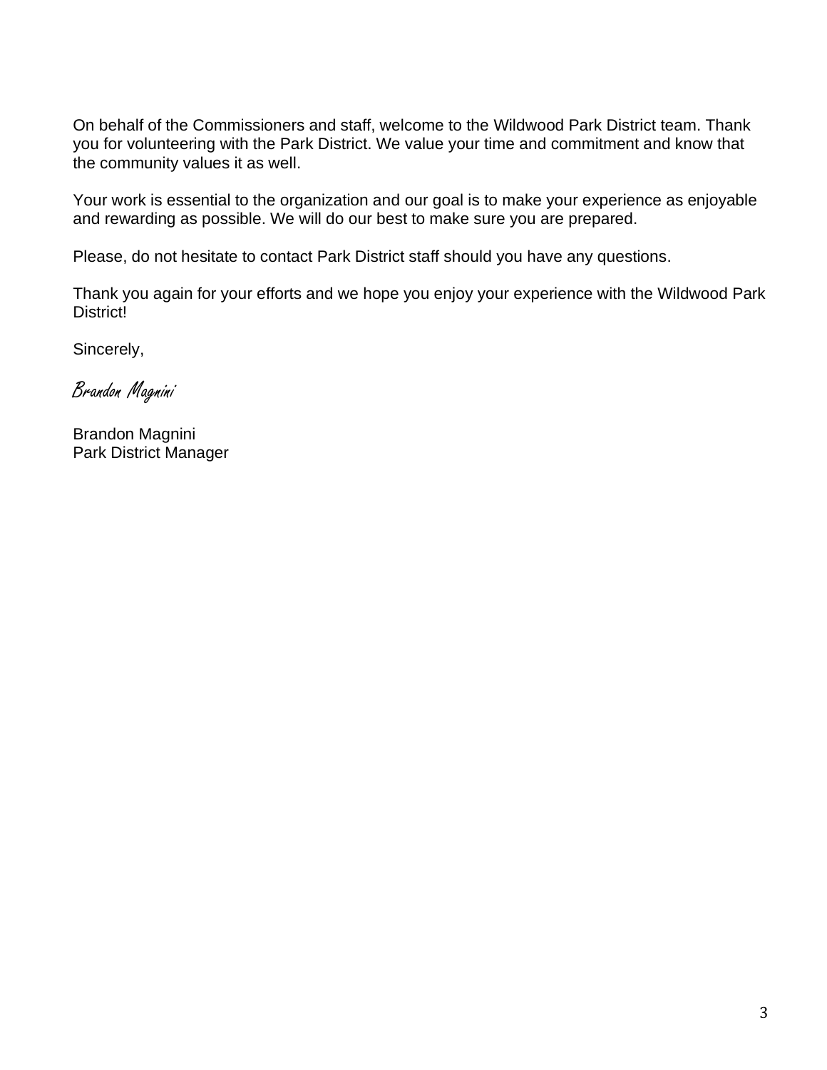On behalf of the Commissioners and staff, welcome to the Wildwood Park District team. Thank you for volunteering with the Park District. We value your time and commitment and know that the community values it as well.

Your work is essential to the organization and our goal is to make your experience as enjoyable and rewarding as possible. We will do our best to make sure you are prepared.

Please, do not hesitate to contact Park District staff should you have any questions.

Thank you again for your efforts and we hope you enjoy your experience with the Wildwood Park District!

Sincerely,

*Brandon Magnini*

Brandon Magnini
Park District Manager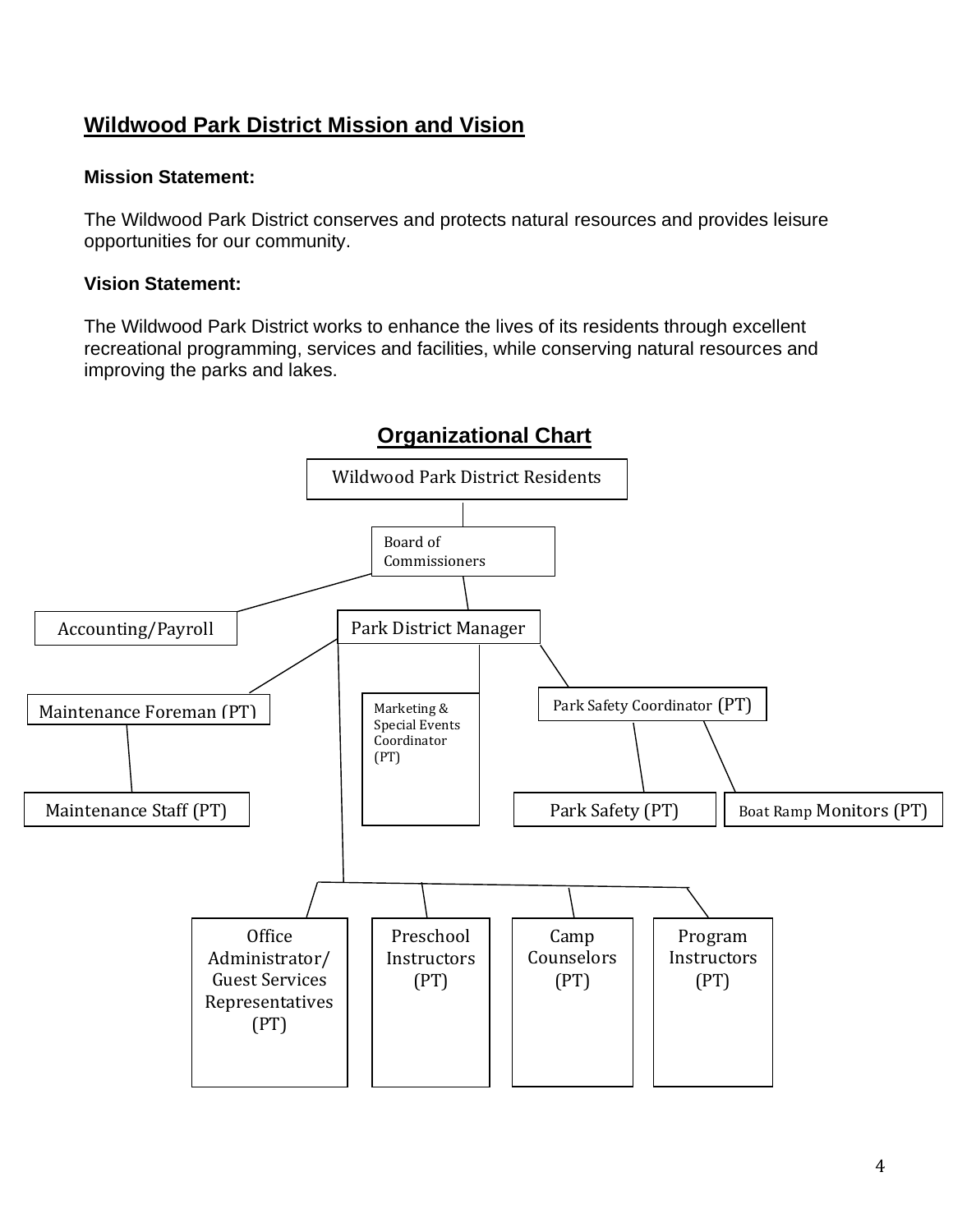## Wildwood Park District Mission and Vision

**Mission Statement:**

The Wildwood Park District conserves and protects natural resources and provides leisure opportunities for our community.

**Vision Statement:**

The Wildwood Park District works to enhance the lives of its residents through excellent recreational programming, services and facilities, while conserving natural resources and improving the parks and lakes.

## Organizational Chart

- Wildwood Park District Residents
  - Board of Commissioners
    - Accounting/Payroll
    - Park District Manager
      - Maintenance Foreman (PT)
        - Maintenance Staff (PT)
      - Marketing & Special Events Coordinator (PT)
      - Park Safety Coordinator (PT)
        - Park Safety (PT)
        - Boat Ramp Monitors (PT)
      - Office Administrator/ Guest Services Representatives (PT)
      - Preschool Instructors (PT)
      - Camp Counselors (PT)
      - Program Instructors (PT)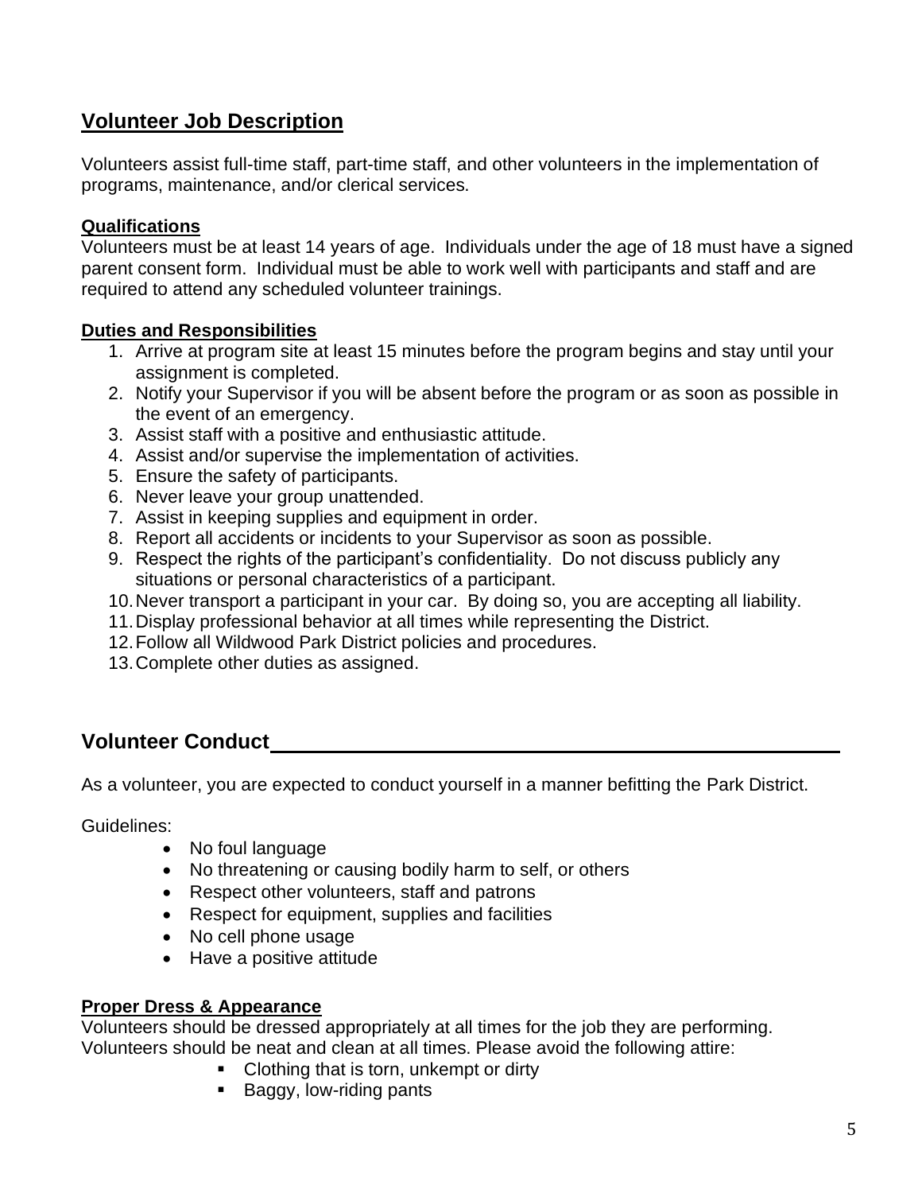## Volunteer Job Description

Volunteers assist full-time staff, part-time staff, and other volunteers in the implementation of programs, maintenance, and/or clerical services.

### Qualifications

Volunteers must be at least 14 years of age. Individuals under the age of 18 must have a signed parent consent form. Individual must be able to work well with participants and staff and are required to attend any scheduled volunteer trainings.

### Duties and Responsibilities

1. Arrive at program site at least 15 minutes before the program begins and stay until your assignment is completed.
2. Notify your Supervisor if you will be absent before the program or as soon as possible in the event of an emergency.
3. Assist staff with a positive and enthusiastic attitude.
4. Assist and/or supervise the implementation of activities.
5. Ensure the safety of participants.
6. Never leave your group unattended.
7. Assist in keeping supplies and equipment in order.
8. Report all accidents or incidents to your Supervisor as soon as possible.
9. Respect the rights of the participant's confidentiality. Do not discuss publicly any situations or personal characteristics of a participant.
10. Never transport a participant in your car. By doing so, you are accepting all liability.
11. Display professional behavior at all times while representing the District.
12. Follow all Wildwood Park District policies and procedures.
13. Complete other duties as assigned.

## Volunteer Conduct

As a volunteer, you are expected to conduct yourself in a manner befitting the Park District.

Guidelines:

- No foul language
- No threatening or causing bodily harm to self, or others
- Respect other volunteers, staff and patrons
- Respect for equipment, supplies and facilities
- No cell phone usage
- Have a positive attitude

### Proper Dress & Appearance

Volunteers should be dressed appropriately at all times for the job they are performing. Volunteers should be neat and clean at all times. Please avoid the following attire:

- Clothing that is torn, unkempt or dirty
- Baggy, low-riding pants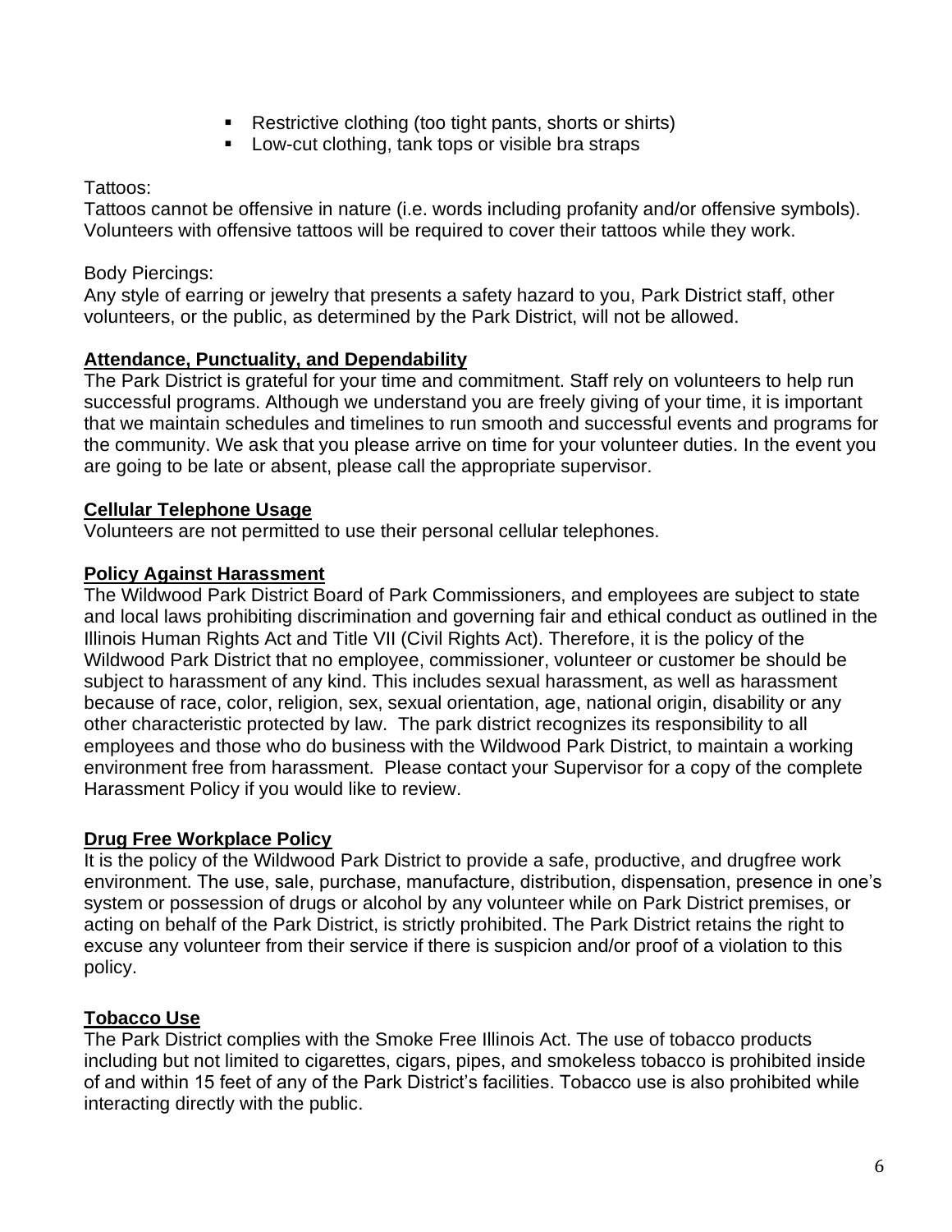- Restrictive clothing (too tight pants, shorts or shirts)
- Low-cut clothing, tank tops or visible bra straps

Tattoos:
Tattoos cannot be offensive in nature (i.e. words including profanity and/or offensive symbols). Volunteers with offensive tattoos will be required to cover their tattoos while they work.

Body Piercings:
Any style of earring or jewelry that presents a safety hazard to you, Park District staff, other volunteers, or the public, as determined by the Park District, will not be allowed.

**Attendance, Punctuality, and Dependability**

The Park District is grateful for your time and commitment. Staff rely on volunteers to help run successful programs. Although we understand you are freely giving of your time, it is important that we maintain schedules and timelines to run smooth and successful events and programs for the community. We ask that you please arrive on time for your volunteer duties. In the event you are going to be late or absent, please call the appropriate supervisor.

**Cellular Telephone Usage**

Volunteers are not permitted to use their personal cellular telephones.

**Policy Against Harassment**

The Wildwood Park District Board of Park Commissioners, and employees are subject to state and local laws prohibiting discrimination and governing fair and ethical conduct as outlined in the Illinois Human Rights Act and Title VII (Civil Rights Act). Therefore, it is the policy of the Wildwood Park District that no employee, commissioner, volunteer or customer be should be subject to harassment of any kind. This includes sexual harassment, as well as harassment because of race, color, religion, sex, sexual orientation, age, national origin, disability or any other characteristic protected by law. The park district recognizes its responsibility to all employees and those who do business with the Wildwood Park District, to maintain a working environment free from harassment. Please contact your Supervisor for a copy of the complete Harassment Policy if you would like to review.

**Drug Free Workplace Policy**

It is the policy of the Wildwood Park District to provide a safe, productive, and drugfree work environment. The use, sale, purchase, manufacture, distribution, dispensation, presence in one's system or possession of drugs or alcohol by any volunteer while on Park District premises, or acting on behalf of the Park District, is strictly prohibited. The Park District retains the right to excuse any volunteer from their service if there is suspicion and/or proof of a violation to this policy.

**Tobacco Use**

The Park District complies with the Smoke Free Illinois Act. The use of tobacco products including but not limited to cigarettes, cigars, pipes, and smokeless tobacco is prohibited inside of and within 15 feet of any of the Park District's facilities. Tobacco use is also prohibited while interacting directly with the public.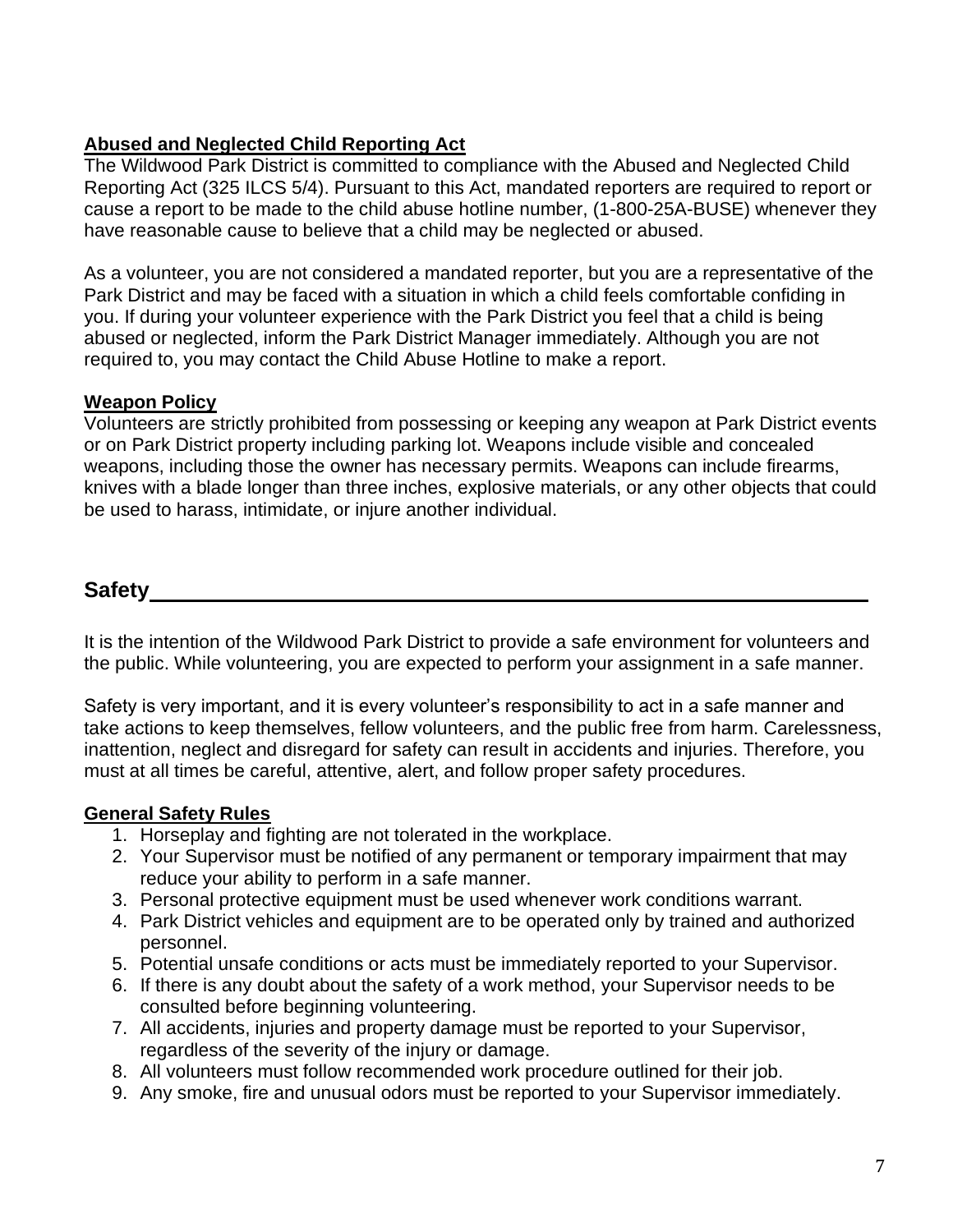### Abused and Neglected Child Reporting Act

The Wildwood Park District is committed to compliance with the Abused and Neglected Child Reporting Act (325 ILCS 5/4). Pursuant to this Act, mandated reporters are required to report or cause a report to be made to the child abuse hotline number, (1-800-25A-BUSE) whenever they have reasonable cause to believe that a child may be neglected or abused.

As a volunteer, you are not considered a mandated reporter, but you are a representative of the Park District and may be faced with a situation in which a child feels comfortable confiding in you. If during your volunteer experience with the Park District you feel that a child is being abused or neglected, inform the Park District Manager immediately. Although you are not required to, you may contact the Child Abuse Hotline to make a report.

### Weapon Policy

Volunteers are strictly prohibited from possessing or keeping any weapon at Park District events or on Park District property including parking lot. Weapons include visible and concealed weapons, including those the owner has necessary permits. Weapons can include firearms, knives with a blade longer than three inches, explosive materials, or any other objects that could be used to harass, intimidate, or injure another individual.

## Safety

It is the intention of the Wildwood Park District to provide a safe environment for volunteers and the public. While volunteering, you are expected to perform your assignment in a safe manner.

Safety is very important, and it is every volunteer's responsibility to act in a safe manner and take actions to keep themselves, fellow volunteers, and the public free from harm. Carelessness, inattention, neglect and disregard for safety can result in accidents and injuries. Therefore, you must at all times be careful, attentive, alert, and follow proper safety procedures.

### General Safety Rules

1. Horseplay and fighting are not tolerated in the workplace.
2. Your Supervisor must be notified of any permanent or temporary impairment that may reduce your ability to perform in a safe manner.
3. Personal protective equipment must be used whenever work conditions warrant.
4. Park District vehicles and equipment are to be operated only by trained and authorized personnel.
5. Potential unsafe conditions or acts must be immediately reported to your Supervisor.
6. If there is any doubt about the safety of a work method, your Supervisor needs to be consulted before beginning volunteering.
7. All accidents, injuries and property damage must be reported to your Supervisor, regardless of the severity of the injury or damage.
8. All volunteers must follow recommended work procedure outlined for their job.
9. Any smoke, fire and unusual odors must be reported to your Supervisor immediately.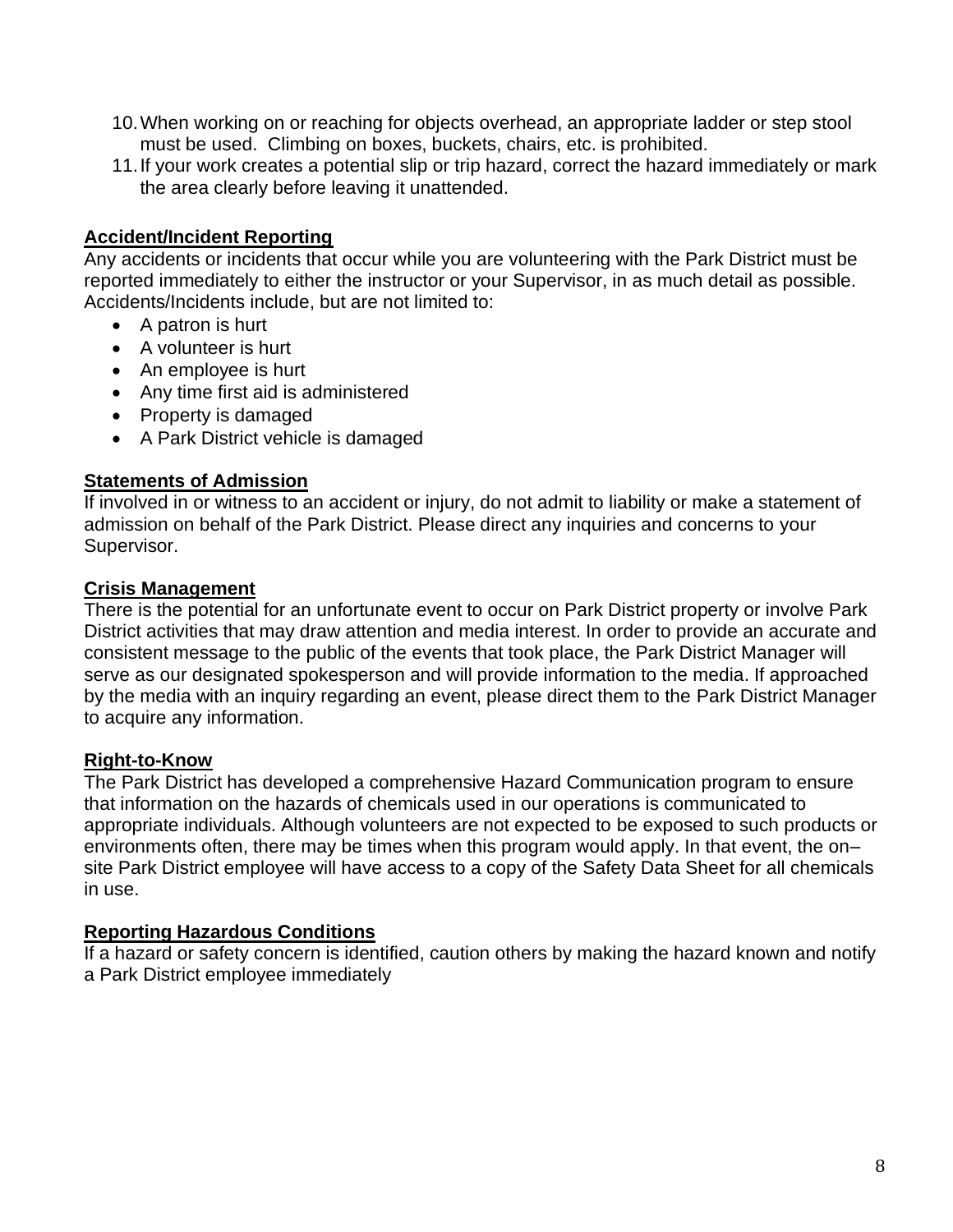10. When working on or reaching for objects overhead, an appropriate ladder or step stool must be used. Climbing on boxes, buckets, chairs, etc. is prohibited.
11. If your work creates a potential slip or trip hazard, correct the hazard immediately or mark the area clearly before leaving it unattended.

**Accident/Incident Reporting**

Any accidents or incidents that occur while you are volunteering with the Park District must be reported immediately to either the instructor or your Supervisor, in as much detail as possible. Accidents/Incidents include, but are not limited to:

- A patron is hurt
- A volunteer is hurt
- An employee is hurt
- Any time first aid is administered
- Property is damaged
- A Park District vehicle is damaged

**Statements of Admission**

If involved in or witness to an accident or injury, do not admit to liability or make a statement of admission on behalf of the Park District. Please direct any inquiries and concerns to your Supervisor.

**Crisis Management**

There is the potential for an unfortunate event to occur on Park District property or involve Park District activities that may draw attention and media interest. In order to provide an accurate and consistent message to the public of the events that took place, the Park District Manager will serve as our designated spokesperson and will provide information to the media. If approached by the media with an inquiry regarding an event, please direct them to the Park District Manager to acquire any information.

**Right-to-Know**

The Park District has developed a comprehensive Hazard Communication program to ensure that information on the hazards of chemicals used in our operations is communicated to appropriate individuals. Although volunteers are not expected to be exposed to such products or environments often, there may be times when this program would apply. In that event, the on–site Park District employee will have access to a copy of the Safety Data Sheet for all chemicals in use.

**Reporting Hazardous Conditions**

If a hazard or safety concern is identified, caution others by making the hazard known and notify a Park District employee immediately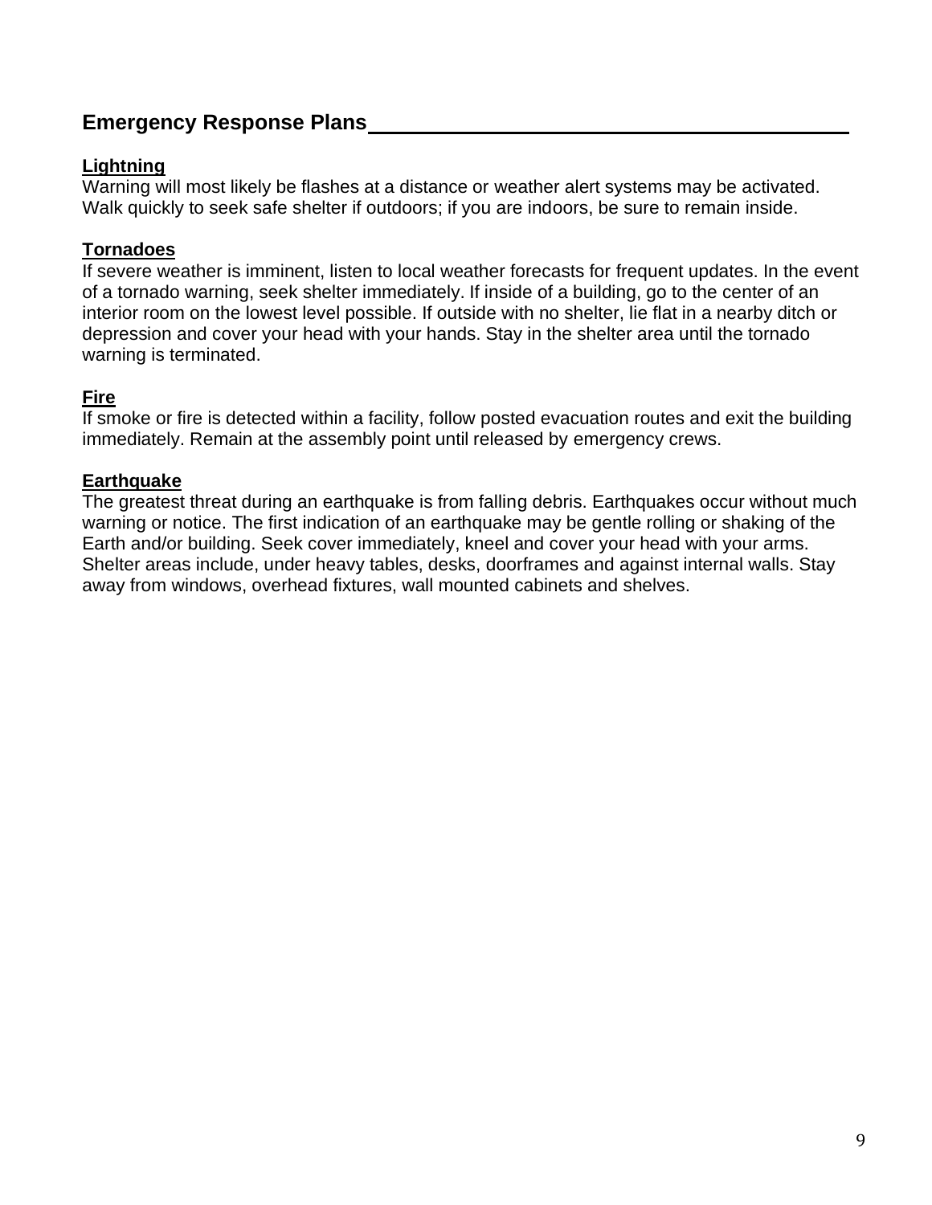## Emergency Response Plans

### Lightning

Warning will most likely be flashes at a distance or weather alert systems may be activated. Walk quickly to seek safe shelter if outdoors; if you are indoors, be sure to remain inside.

### Tornadoes

If severe weather is imminent, listen to local weather forecasts for frequent updates. In the event of a tornado warning, seek shelter immediately. If inside of a building, go to the center of an interior room on the lowest level possible. If outside with no shelter, lie flat in a nearby ditch or depression and cover your head with your hands. Stay in the shelter area until the tornado warning is terminated.

### Fire

If smoke or fire is detected within a facility, follow posted evacuation routes and exit the building immediately. Remain at the assembly point until released by emergency crews.

### Earthquake

The greatest threat during an earthquake is from falling debris. Earthquakes occur without much warning or notice. The first indication of an earthquake may be gentle rolling or shaking of the Earth and/or building. Seek cover immediately, kneel and cover your head with your arms. Shelter areas include, under heavy tables, desks, doorframes and against internal walls. Stay away from windows, overhead fixtures, wall mounted cabinets and shelves.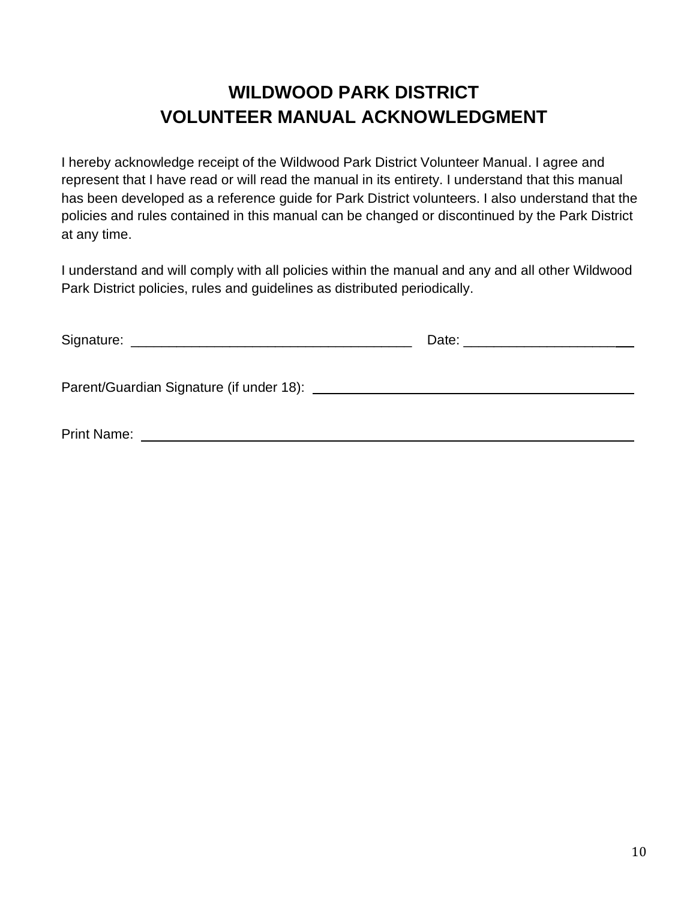# WILDWOOD PARK DISTRICT
# VOLUNTEER MANUAL ACKNOWLEDGMENT

I hereby acknowledge receipt of the Wildwood Park District Volunteer Manual. I agree and represent that I have read or will read the manual in its entirety. I understand that this manual has been developed as a reference guide for Park District volunteers. I also understand that the policies and rules contained in this manual can be changed or discontinued by the Park District at any time.

I understand and will comply with all policies within the manual and any and all other Wildwood Park District policies, rules and guidelines as distributed periodically.

Signature: ______________________________________ Date: ________________________

Parent/Guardian Signature (if under 18): ____________________________________________

Print Name: ______________________________________________________________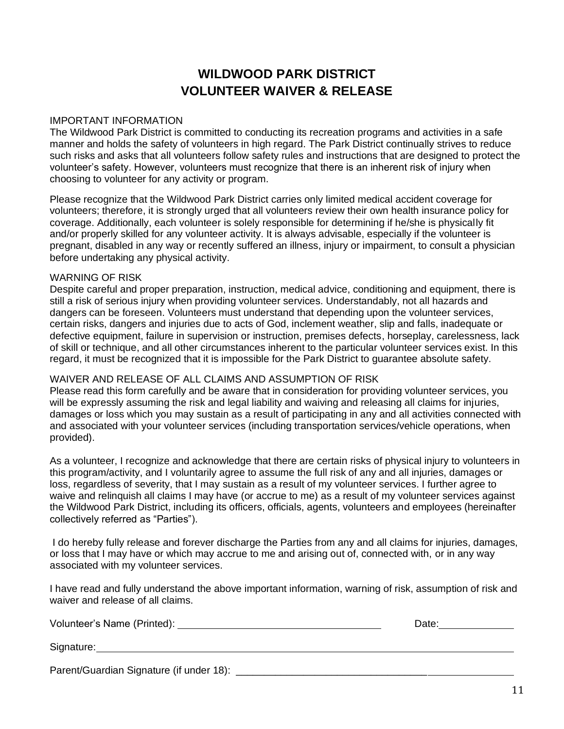# WILDWOOD PARK DISTRICT
# VOLUNTEER WAIVER & RELEASE

IMPORTANT INFORMATION

The Wildwood Park District is committed to conducting its recreation programs and activities in a safe manner and holds the safety of volunteers in high regard. The Park District continually strives to reduce such risks and asks that all volunteers follow safety rules and instructions that are designed to protect the volunteer's safety. However, volunteers must recognize that there is an inherent risk of injury when choosing to volunteer for any activity or program.

Please recognize that the Wildwood Park District carries only limited medical accident coverage for volunteers; therefore, it is strongly urged that all volunteers review their own health insurance policy for coverage. Additionally, each volunteer is solely responsible for determining if he/she is physically fit and/or properly skilled for any volunteer activity. It is always advisable, especially if the volunteer is pregnant, disabled in any way or recently suffered an illness, injury or impairment, to consult a physician before undertaking any physical activity.

WARNING OF RISK

Despite careful and proper preparation, instruction, medical advice, conditioning and equipment, there is still a risk of serious injury when providing volunteer services. Understandably, not all hazards and dangers can be foreseen. Volunteers must understand that depending upon the volunteer services, certain risks, dangers and injuries due to acts of God, inclement weather, slip and falls, inadequate or defective equipment, failure in supervision or instruction, premises defects, horseplay, carelessness, lack of skill or technique, and all other circumstances inherent to the particular volunteer services exist. In this regard, it must be recognized that it is impossible for the Park District to guarantee absolute safety.

WAIVER AND RELEASE OF ALL CLAIMS AND ASSUMPTION OF RISK

Please read this form carefully and be aware that in consideration for providing volunteer services, you will be expressly assuming the risk and legal liability and waiving and releasing all claims for injuries, damages or loss which you may sustain as a result of participating in any and all activities connected with and associated with your volunteer services (including transportation services/vehicle operations, when provided).

As a volunteer, I recognize and acknowledge that there are certain risks of physical injury to volunteers in this program/activity, and I voluntarily agree to assume the full risk of any and all injuries, damages or loss, regardless of severity, that I may sustain as a result of my volunteer services. I further agree to waive and relinquish all claims I may have (or accrue to me) as a result of my volunteer services against the Wildwood Park District, including its officers, officials, agents, volunteers and employees (hereinafter collectively referred as "Parties").

I do hereby fully release and forever discharge the Parties from any and all claims for injuries, damages, or loss that I may have or which may accrue to me and arising out of, connected with, or in any way associated with my volunteer services.

I have read and fully understand the above important information, warning of risk, assumption of risk and waiver and release of all claims.

Volunteer's Name (Printed): ______________________________ Date: ____________

Signature: ____________________________________________________________

Parent/Guardian Signature (if under 18): ________________________________________